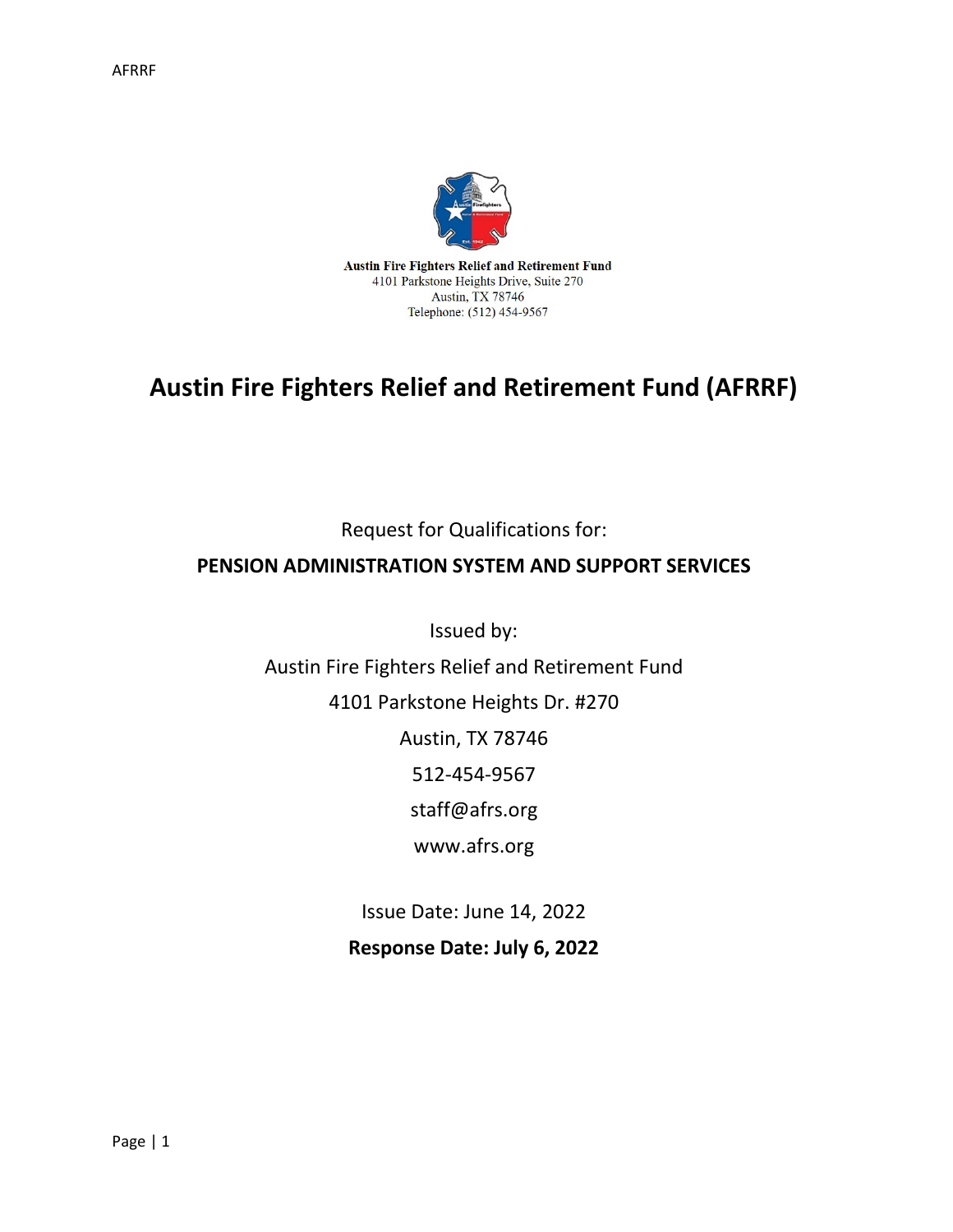Austin Fire Fighters Relief and Retirement Fund
4101 Parkstone Heights Drive, Suite 270
Austin, TX 78746
Telephone: (512) 454-9567

# Austin Fire Fighters Relief and Retirement Fund (AFRRF)

Request for Qualifications for:

**PENSION ADMINISTRATION SYSTEM AND SUPPORT SERVICES**

Issued by:

Austin Fire Fighters Relief and Retirement Fund

4101 Parkstone Heights Dr. #270

Austin, TX 78746

512-454-9567

staff@afrs.org

www.afrs.org

Issue Date: June 14, 2022

**Response Date: July 6, 2022**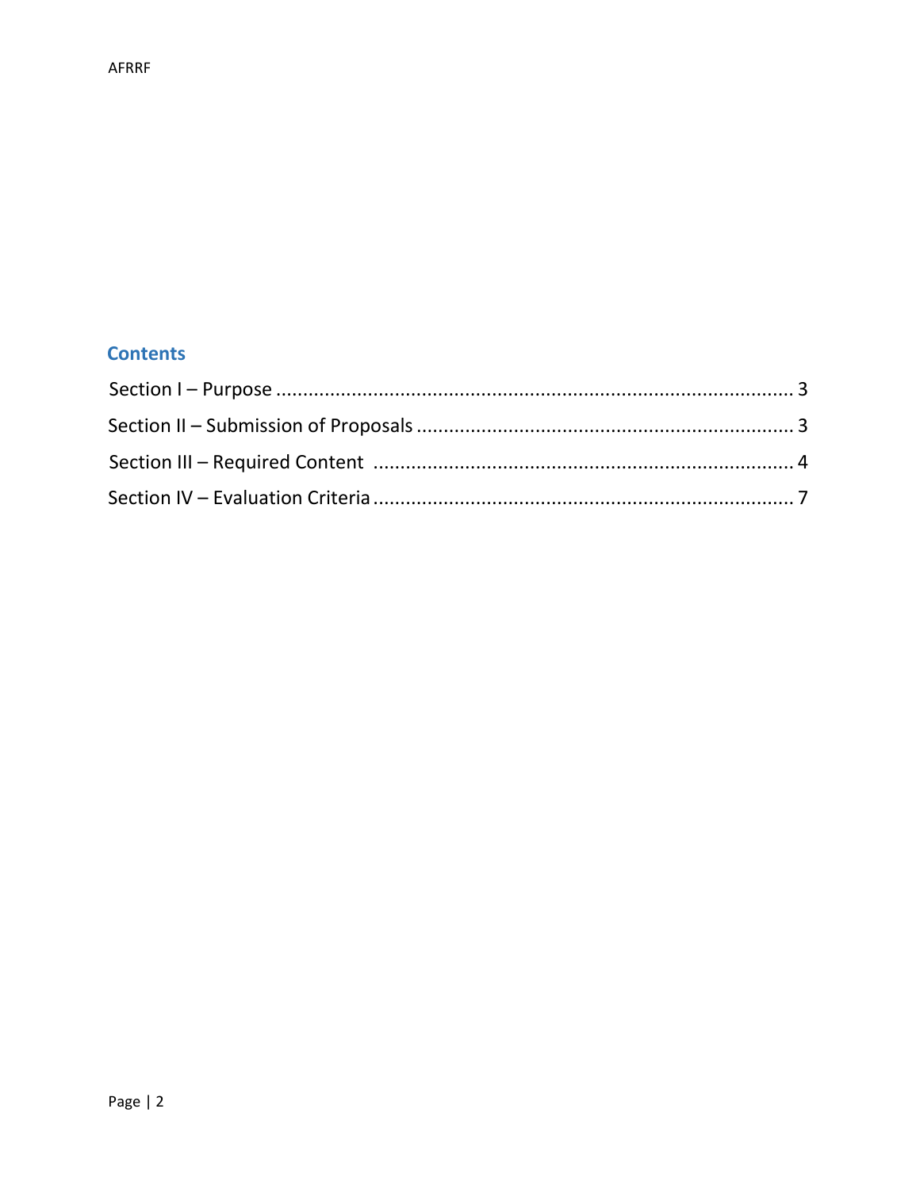## Contents

Section I – Purpose ........................................................................................ 3

Section II – Submission of Proposals ............................................................ 3

Section III – Required Content ..................................................................... 4

Section IV – Evaluation Criteria ..................................................................... 7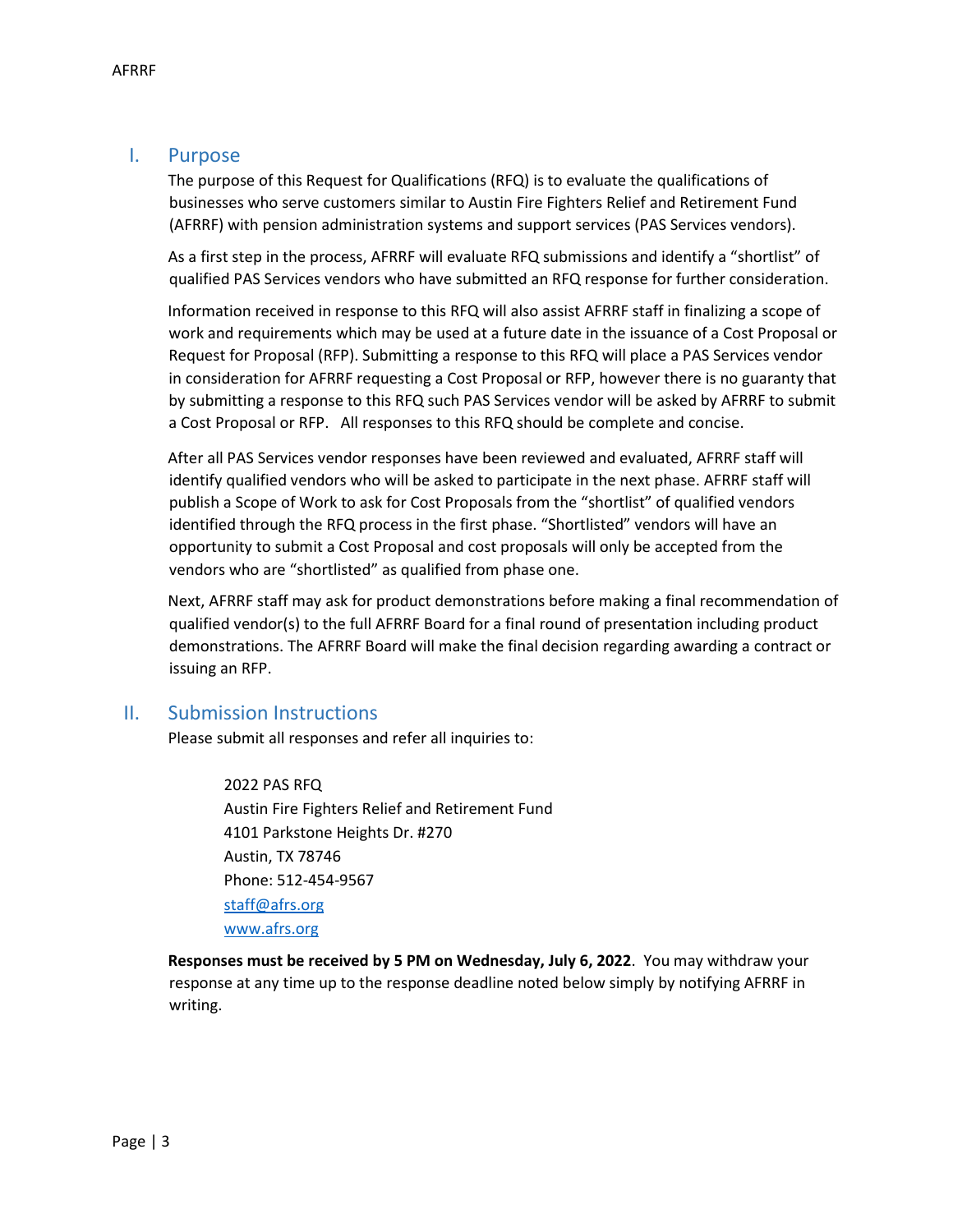## I. Purpose

The purpose of this Request for Qualifications (RFQ) is to evaluate the qualifications of businesses who serve customers similar to Austin Fire Fighters Relief and Retirement Fund (AFRRF) with pension administration systems and support services (PAS Services vendors).

As a first step in the process, AFRRF will evaluate RFQ submissions and identify a "shortlist" of qualified PAS Services vendors who have submitted an RFQ response for further consideration.

Information received in response to this RFQ will also assist AFRRF staff in finalizing a scope of work and requirements which may be used at a future date in the issuance of a Cost Proposal or Request for Proposal (RFP). Submitting a response to this RFQ will place a PAS Services vendor in consideration for AFRRF requesting a Cost Proposal or RFP, however there is no guaranty that by submitting a response to this RFQ such PAS Services vendor will be asked by AFRRF to submit a Cost Proposal or RFP. All responses to this RFQ should be complete and concise.

After all PAS Services vendor responses have been reviewed and evaluated, AFRRF staff will identify qualified vendors who will be asked to participate in the next phase. AFRRF staff will publish a Scope of Work to ask for Cost Proposals from the "shortlist" of qualified vendors identified through the RFQ process in the first phase. "Shortlisted" vendors will have an opportunity to submit a Cost Proposal and cost proposals will only be accepted from the vendors who are "shortlisted" as qualified from phase one.

Next, AFRRF staff may ask for product demonstrations before making a final recommendation of qualified vendor(s) to the full AFRRF Board for a final round of presentation including product demonstrations. The AFRRF Board will make the final decision regarding awarding a contract or issuing an RFP.

## II. Submission Instructions

Please submit all responses and refer all inquiries to:

> 2022 PAS RFQ
> Austin Fire Fighters Relief and Retirement Fund
> 4101 Parkstone Heights Dr. #270
> Austin, TX 78746
> Phone: 512-454-9567
> staff@afrs.org
> www.afrs.org

**Responses must be received by 5 PM on Wednesday, July 6, 2022**. You may withdraw your response at any time up to the response deadline noted below simply by notifying AFRRF in writing.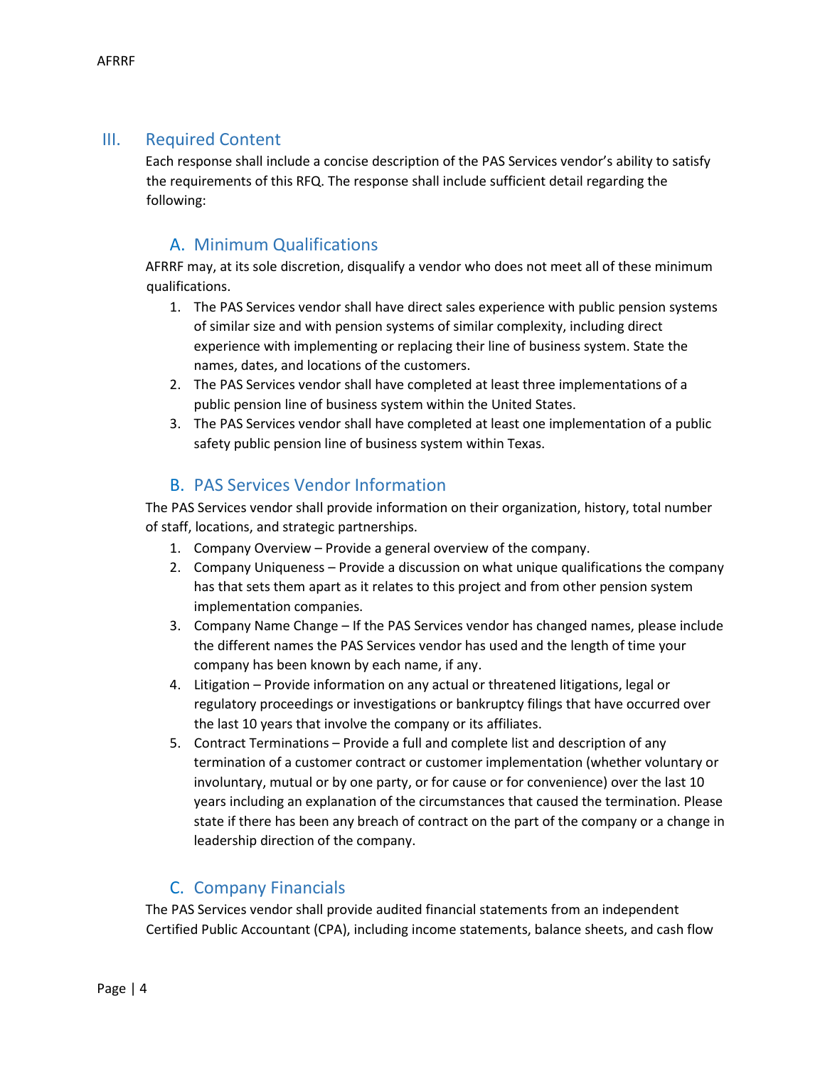## III. Required Content

Each response shall include a concise description of the PAS Services vendor's ability to satisfy the requirements of this RFQ. The response shall include sufficient detail regarding the following:

### A. Minimum Qualifications

AFRRF may, at its sole discretion, disqualify a vendor who does not meet all of these minimum qualifications.

1. The PAS Services vendor shall have direct sales experience with public pension systems of similar size and with pension systems of similar complexity, including direct experience with implementing or replacing their line of business system. State the names, dates, and locations of the customers.
2. The PAS Services vendor shall have completed at least three implementations of a public pension line of business system within the United States.
3. The PAS Services vendor shall have completed at least one implementation of a public safety public pension line of business system within Texas.

### B. PAS Services Vendor Information

The PAS Services vendor shall provide information on their organization, history, total number of staff, locations, and strategic partnerships.

1. Company Overview – Provide a general overview of the company.
2. Company Uniqueness – Provide a discussion on what unique qualifications the company has that sets them apart as it relates to this project and from other pension system implementation companies.
3. Company Name Change – If the PAS Services vendor has changed names, please include the different names the PAS Services vendor has used and the length of time your company has been known by each name, if any.
4. Litigation – Provide information on any actual or threatened litigations, legal or regulatory proceedings or investigations or bankruptcy filings that have occurred over the last 10 years that involve the company or its affiliates.
5. Contract Terminations – Provide a full and complete list and description of any termination of a customer contract or customer implementation (whether voluntary or involuntary, mutual or by one party, or for cause or for convenience) over the last 10 years including an explanation of the circumstances that caused the termination. Please state if there has been any breach of contract on the part of the company or a change in leadership direction of the company.

### C. Company Financials

The PAS Services vendor shall provide audited financial statements from an independent Certified Public Accountant (CPA), including income statements, balance sheets, and cash flow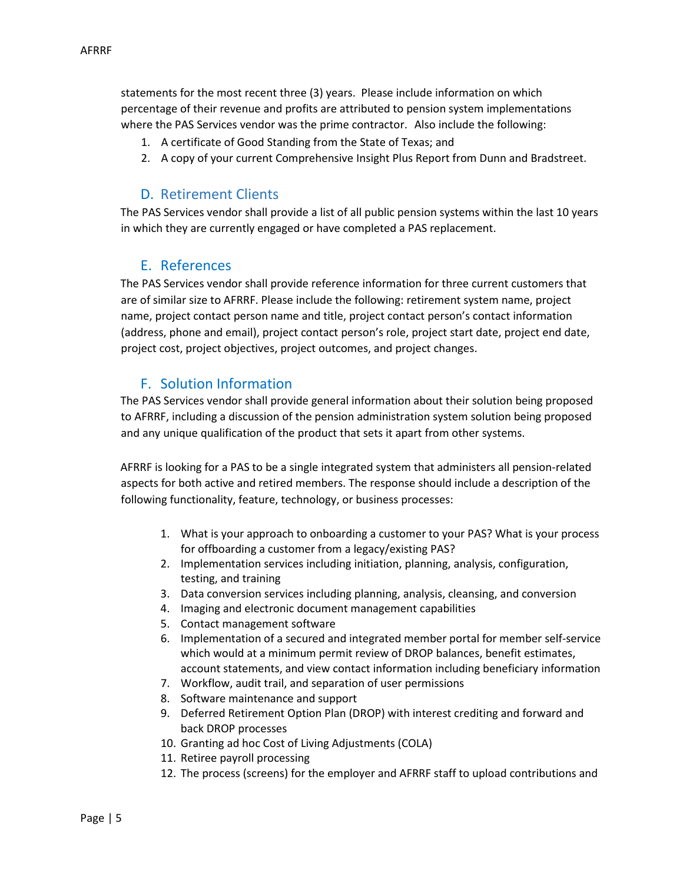statements for the most recent three (3) years. Please include information on which percentage of their revenue and profits are attributed to pension system implementations where the PAS Services vendor was the prime contractor. Also include the following:

1. A certificate of Good Standing from the State of Texas; and
2. A copy of your current Comprehensive Insight Plus Report from Dunn and Bradstreet.

## D. Retirement Clients

The PAS Services vendor shall provide a list of all public pension systems within the last 10 years in which they are currently engaged or have completed a PAS replacement.

## E. References

The PAS Services vendor shall provide reference information for three current customers that are of similar size to AFRRF. Please include the following: retirement system name, project name, project contact person name and title, project contact person's contact information (address, phone and email), project contact person's role, project start date, project end date, project cost, project objectives, project outcomes, and project changes.

## F. Solution Information

The PAS Services vendor shall provide general information about their solution being proposed to AFRRF, including a discussion of the pension administration system solution being proposed and any unique qualification of the product that sets it apart from other systems.

AFRRF is looking for a PAS to be a single integrated system that administers all pension-related aspects for both active and retired members. The response should include a description of the following functionality, feature, technology, or business processes:

1. What is your approach to onboarding a customer to your PAS? What is your process for offboarding a customer from a legacy/existing PAS?
2. Implementation services including initiation, planning, analysis, configuration, testing, and training
3. Data conversion services including planning, analysis, cleansing, and conversion
4. Imaging and electronic document management capabilities
5. Contact management software
6. Implementation of a secured and integrated member portal for member self-service which would at a minimum permit review of DROP balances, benefit estimates, account statements, and view contact information including beneficiary information
7. Workflow, audit trail, and separation of user permissions
8. Software maintenance and support
9. Deferred Retirement Option Plan (DROP) with interest crediting and forward and back DROP processes
10. Granting ad hoc Cost of Living Adjustments (COLA)
11. Retiree payroll processing
12. The process (screens) for the employer and AFRRF staff to upload contributions and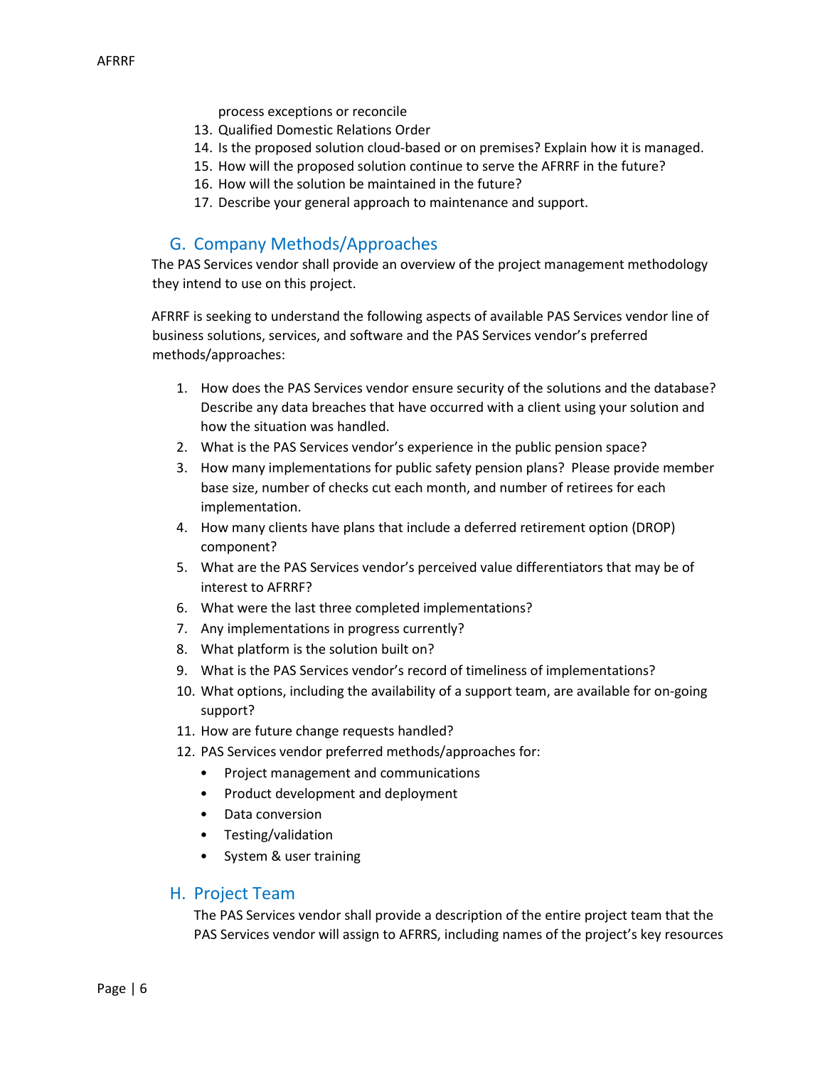process exceptions or reconcile

13. Qualified Domestic Relations Order
14. Is the proposed solution cloud-based or on premises? Explain how it is managed.
15. How will the proposed solution continue to serve the AFRRF in the future?
16. How will the solution be maintained in the future?
17. Describe your general approach to maintenance and support.

## G. Company Methods/Approaches

The PAS Services vendor shall provide an overview of the project management methodology they intend to use on this project.

AFRRF is seeking to understand the following aspects of available PAS Services vendor line of business solutions, services, and software and the PAS Services vendor's preferred methods/approaches:

1. How does the PAS Services vendor ensure security of the solutions and the database? Describe any data breaches that have occurred with a client using your solution and how the situation was handled.
2. What is the PAS Services vendor's experience in the public pension space?
3. How many implementations for public safety pension plans? Please provide member base size, number of checks cut each month, and number of retirees for each implementation.
4. How many clients have plans that include a deferred retirement option (DROP) component?
5. What are the PAS Services vendor's perceived value differentiators that may be of interest to AFRRF?
6. What were the last three completed implementations?
7. Any implementations in progress currently?
8. What platform is the solution built on?
9. What is the PAS Services vendor's record of timeliness of implementations?
10. What options, including the availability of a support team, are available for on-going support?
11. How are future change requests handled?
12. PAS Services vendor preferred methods/approaches for:
    - Project management and communications
    - Product development and deployment
    - Data conversion
    - Testing/validation
    - System & user training

## H. Project Team

The PAS Services vendor shall provide a description of the entire project team that the PAS Services vendor will assign to AFRRS, including names of the project's key resources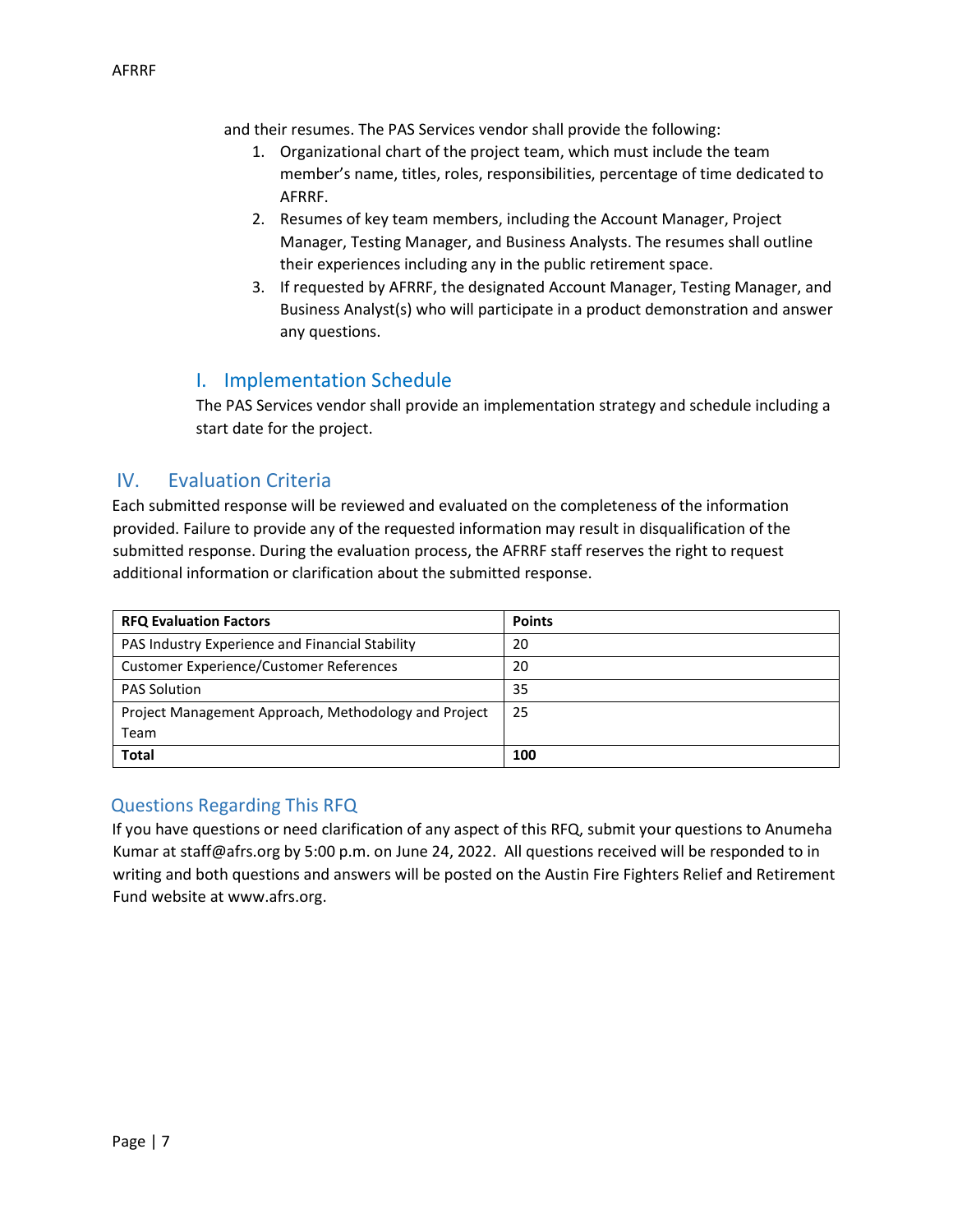and their resumes. The PAS Services vendor shall provide the following:

1. Organizational chart of the project team, which must include the team member's name, titles, roles, responsibilities, percentage of time dedicated to AFRRF.
2. Resumes of key team members, including the Account Manager, Project Manager, Testing Manager, and Business Analysts. The resumes shall outline their experiences including any in the public retirement space.
3. If requested by AFRRF, the designated Account Manager, Testing Manager, and Business Analyst(s) who will participate in a product demonstration and answer any questions.

### I. Implementation Schedule

The PAS Services vendor shall provide an implementation strategy and schedule including a start date for the project.

## IV. Evaluation Criteria

Each submitted response will be reviewed and evaluated on the completeness of the information provided. Failure to provide any of the requested information may result in disqualification of the submitted response. During the evaluation process, the AFRRF staff reserves the right to request additional information or clarification about the submitted response.

| **RFQ Evaluation Factors** | **Points** |
|---|---|
| PAS Industry Experience and Financial Stability | 20 |
| Customer Experience/Customer References | 20 |
| PAS Solution | 35 |
| Project Management Approach, Methodology and Project Team | 25 |
| **Total** | **100** |

### Questions Regarding This RFQ

If you have questions or need clarification of any aspect of this RFQ, submit your questions to Anumeha Kumar at staff@afrs.org by 5:00 p.m. on June 24, 2022. All questions received will be responded to in writing and both questions and answers will be posted on the Austin Fire Fighters Relief and Retirement Fund website at www.afrs.org.